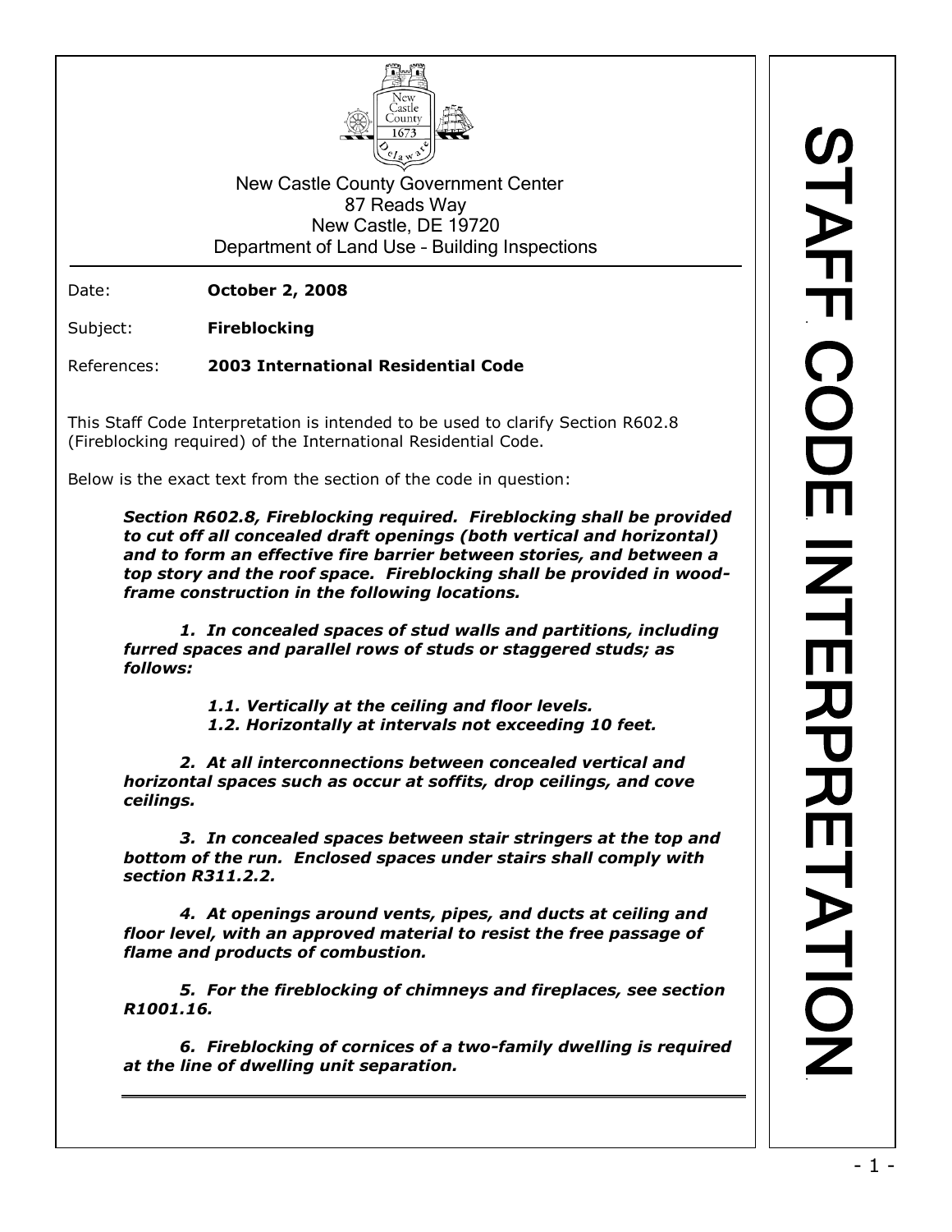New Castle County Government Center
87 Reads Way
New Castle, DE 19720
Department of Land Use – Building Inspections

# STAFF CODE INTERPRETATION

Date: **October 2, 2008**

Subject: **Fireblocking**

References: **2003 International Residential Code**

This Staff Code Interpretation is intended to be used to clarify Section R602.8 (Fireblocking required) of the International Residential Code.

Below is the exact text from the section of the code in question:

> ***Section R602.8, Fireblocking required. Fireblocking shall be provided to cut off all concealed draft openings (both vertical and horizontal) and to form an effective fire barrier between stories, and between a top story and the roof space. Fireblocking shall be provided in wood-frame construction in the following locations.***
>
> ***1. In concealed spaces of stud walls and partitions, including furred spaces and parallel rows of studs or staggered studs; as follows:***
>
> > ***1.1. Vertically at the ceiling and floor levels.***
> > ***1.2. Horizontally at intervals not exceeding 10 feet.***
>
> ***2. At all interconnections between concealed vertical and horizontal spaces such as occur at soffits, drop ceilings, and cove ceilings.***
>
> ***3. In concealed spaces between stair stringers at the top and bottom of the run. Enclosed spaces under stairs shall comply with section R311.2.2.***
>
> ***4. At openings around vents, pipes, and ducts at ceiling and floor level, with an approved material to resist the free passage of flame and products of combustion.***
>
> ***5. For the fireblocking of chimneys and fireplaces, see section R1001.16.***
>
> ***6. Fireblocking of cornices of a two-family dwelling is required at the line of dwelling unit separation.***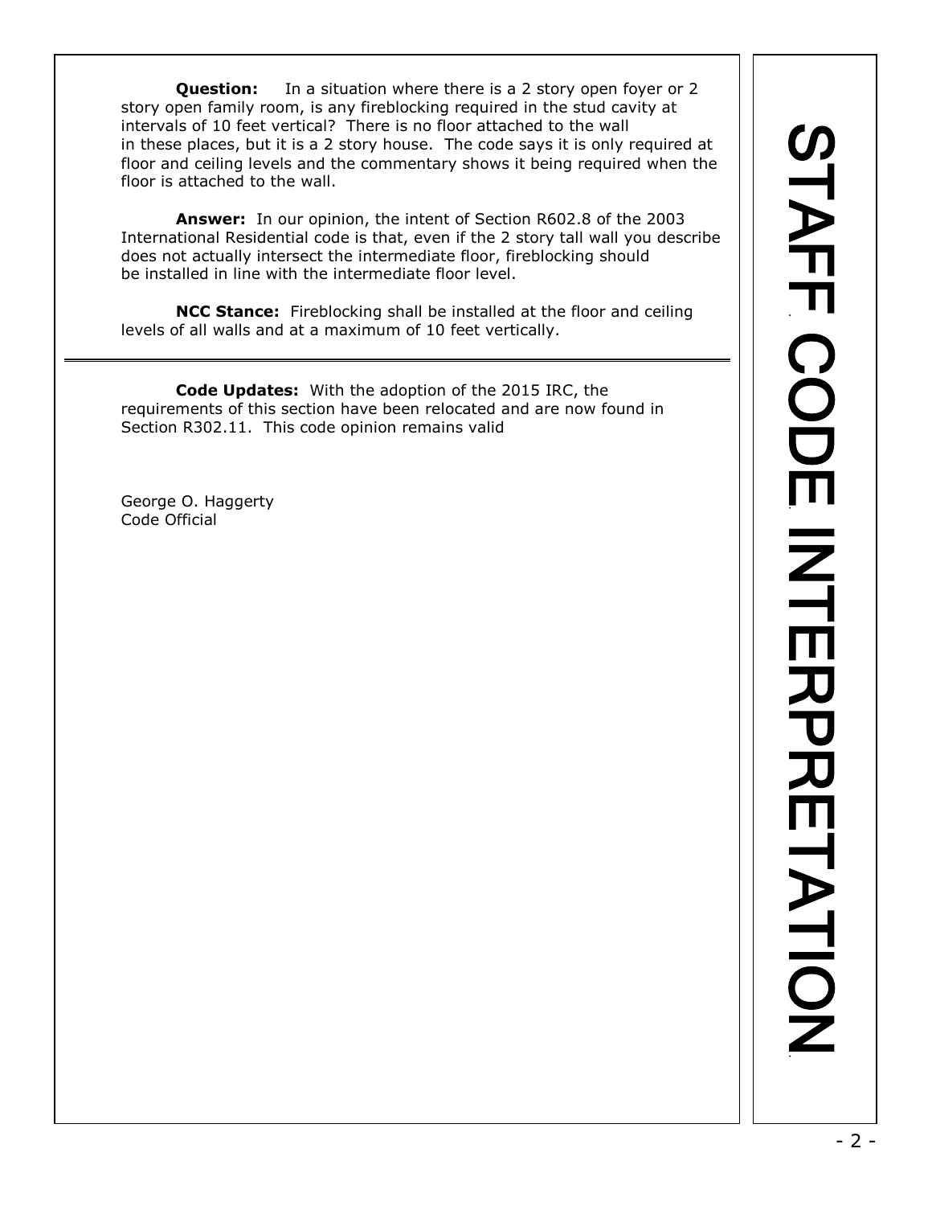**Question:** In a situation where there is a 2 story open foyer or 2 story open family room, is any fireblocking required in the stud cavity at intervals of 10 feet vertical? There is no floor attached to the wall in these places, but it is a 2 story house. The code says it is only required at floor and ceiling levels and the commentary shows it being required when the floor is attached to the wall.

**Answer:** In our opinion, the intent of Section R602.8 of the 2003 International Residential code is that, even if the 2 story tall wall you describe does not actually intersect the intermediate floor, fireblocking should be installed in line with the intermediate floor level.

**NCC Stance:** Fireblocking shall be installed at the floor and ceiling levels of all walls and at a maximum of 10 feet vertically.

---

**Code Updates:** With the adoption of the 2015 IRC, the requirements of this section have been relocated and are now found in Section R302.11. This code opinion remains valid

George O. Haggerty
Code Official

STAFF CODE INTERPRETATION